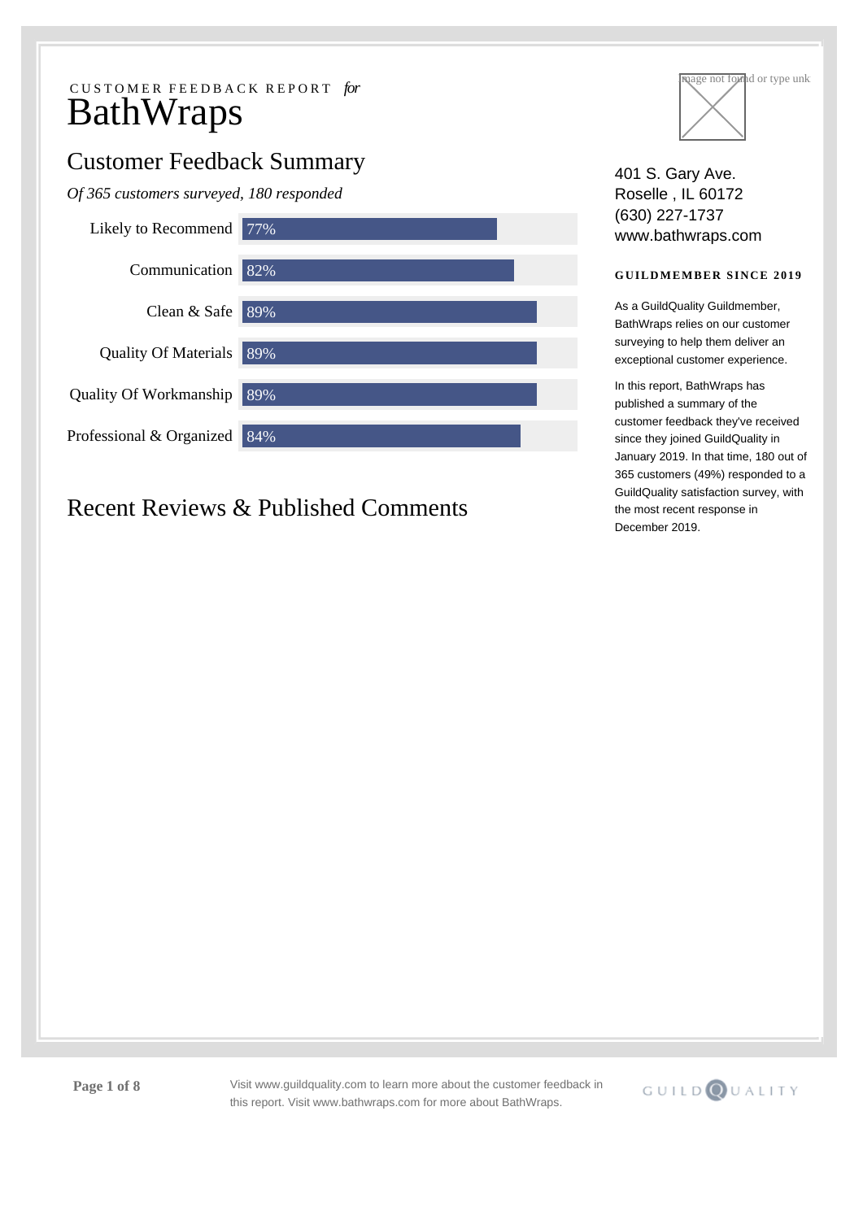CUSTOMER FEEDBACK REPORT *for*

# BathWraps

## Customer Feedback Summary

*Of 365 customers surveyed, 180 responded*

| Category | Score |
| --- | --- |
| Likely to Recommend | 77% |
| Communication | 82% |
| Clean & Safe | 89% |
| Quality Of Materials | 89% |
| Quality Of Workmanship | 89% |
| Professional & Organized | 84% |

## Recent Reviews & Published Comments

401 S. Gary Ave.
Roselle , IL 60172
(630) 227-1737
www.bathwraps.com

**GUILDMEMBER SINCE 2019**

As a GuildQuality Guildmember, BathWraps relies on our customer surveying to help them deliver an exceptional customer experience.

In this report, BathWraps has published a summary of the customer feedback they've received since they joined GuildQuality in January 2019. In that time, 180 out of 365 customers (49%) responded to a GuildQuality satisfaction survey, with the most recent response in December 2019.

Visit www.guildquality.com to learn more about the customer feedback in this report. Visit www.bathwraps.com for more about BathWraps.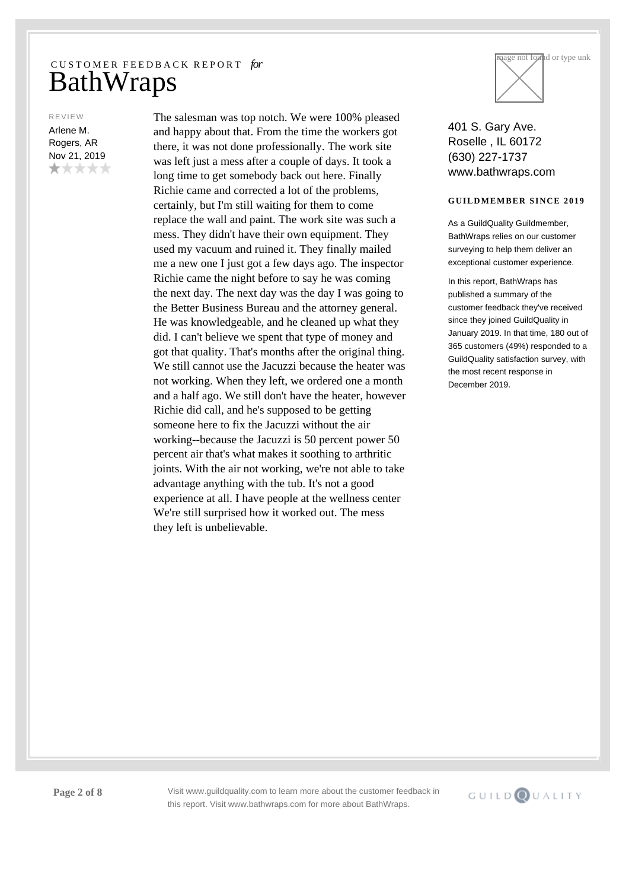CUSTOMER FEEDBACK REPORT *for*

# BathWraps

REVIEW

Arlene M.
Rogers, AR
Nov 21, 2019
★☆☆☆☆

The salesman was top notch. We were 100% pleased and happy about that. From the time the workers got there, it was not done professionally. The work site was left just a mess after a couple of days. It took a long time to get somebody back out here. Finally Richie came and corrected a lot of the problems, certainly, but I'm still waiting for them to come replace the wall and paint. The work site was such a mess. They didn't have their own equipment. They used my vacuum and ruined it. They finally mailed me a new one I just got a few days ago. The inspector Richie came the night before to say he was coming the next day. The next day was the day I was going to the Better Business Bureau and the attorney general. He was knowledgeable, and he cleaned up what they did. I can't believe we spent that type of money and got that quality. That's months after the original thing. We still cannot use the Jacuzzi because the heater was not working. When they left, we ordered one a month and a half ago. We still don't have the heater, however Richie did call, and he's supposed to be getting someone here to fix the Jacuzzi without the air working--because the Jacuzzi is 50 percent power 50 percent air that's what makes it soothing to arthritic joints. With the air not working, we're not able to take advantage anything with the tub. It's not a good experience at all. I have people at the wellness center We're still surprised how it worked out. The mess they left is unbelievable.

401 S. Gary Ave.
Roselle , IL 60172
(630) 227-1737
www.bathwraps.com

**GUILDMEMBER SINCE 2019**

As a GuildQuality Guildmember, BathWraps relies on our customer surveying to help them deliver an exceptional customer experience.

In this report, BathWraps has published a summary of the customer feedback they've received since they joined GuildQuality in January 2019. In that time, 180 out of 365 customers (49%) responded to a GuildQuality satisfaction survey, with the most recent response in December 2019.

Visit www.guildquality.com to learn more about the customer feedback in this report. Visit www.bathwraps.com for more about BathWraps.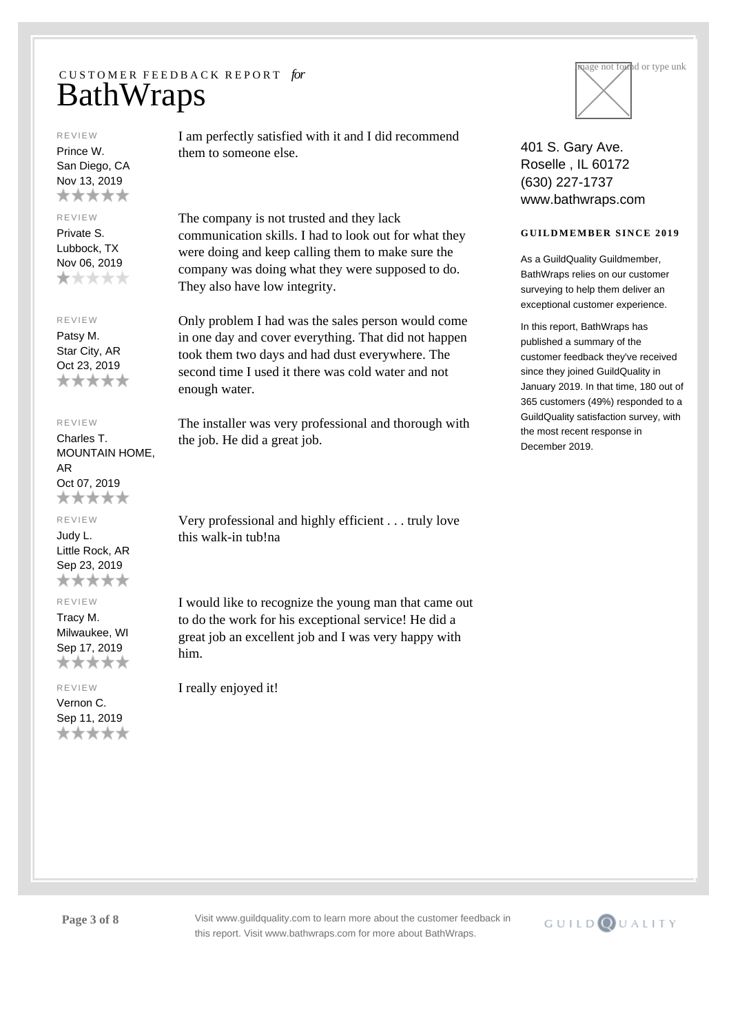CUSTOMER FEEDBACK REPORT *for*

# BathWraps

REVIEW
Prince W.
San Diego, CA
Nov 13, 2019
★★★★★

I am perfectly satisfied with it and I did recommend them to someone else.

REVIEW
Private S.
Lubbock, TX
Nov 06, 2019
★☆☆☆☆

The company is not trusted and they lack communication skills. I had to look out for what they were doing and keep calling them to make sure the company was doing what they were supposed to do. They also have low integrity.

REVIEW
Patsy M.
Star City, AR
Oct 23, 2019
★★★★★

Only problem I had was the sales person would come in one day and cover everything. That did not happen took them two days and had dust everywhere. The second time I used it there was cold water and not enough water.

REVIEW
Charles T.
MOUNTAIN HOME, AR
Oct 07, 2019
★★★★★

The installer was very professional and thorough with the job. He did a great job.

REVIEW
Judy L.
Little Rock, AR
Sep 23, 2019
★★★★★

Very professional and highly efficient . . . truly love this walk-in tub!na

REVIEW
Tracy M.
Milwaukee, WI
Sep 17, 2019
★★★★★

I would like to recognize the young man that came out to do the work for his exceptional service! He did a great job an excellent job and I was very happy with him.

REVIEW
Vernon C.
Sep 11, 2019
★★★★★

I really enjoyed it!

401 S. Gary Ave.
Roselle , IL 60172
(630) 227-1737
www.bathwraps.com

**GUILDMEMBER SINCE 2019**

As a GuildQuality Guildmember, BathWraps relies on our customer surveying to help them deliver an exceptional customer experience.

In this report, BathWraps has published a summary of the customer feedback they've received since they joined GuildQuality in January 2019. In that time, 180 out of 365 customers (49%) responded to a GuildQuality satisfaction survey, with the most recent response in December 2019.

Visit www.guildquality.com to learn more about the customer feedback in this report. Visit www.bathwraps.com for more about BathWraps.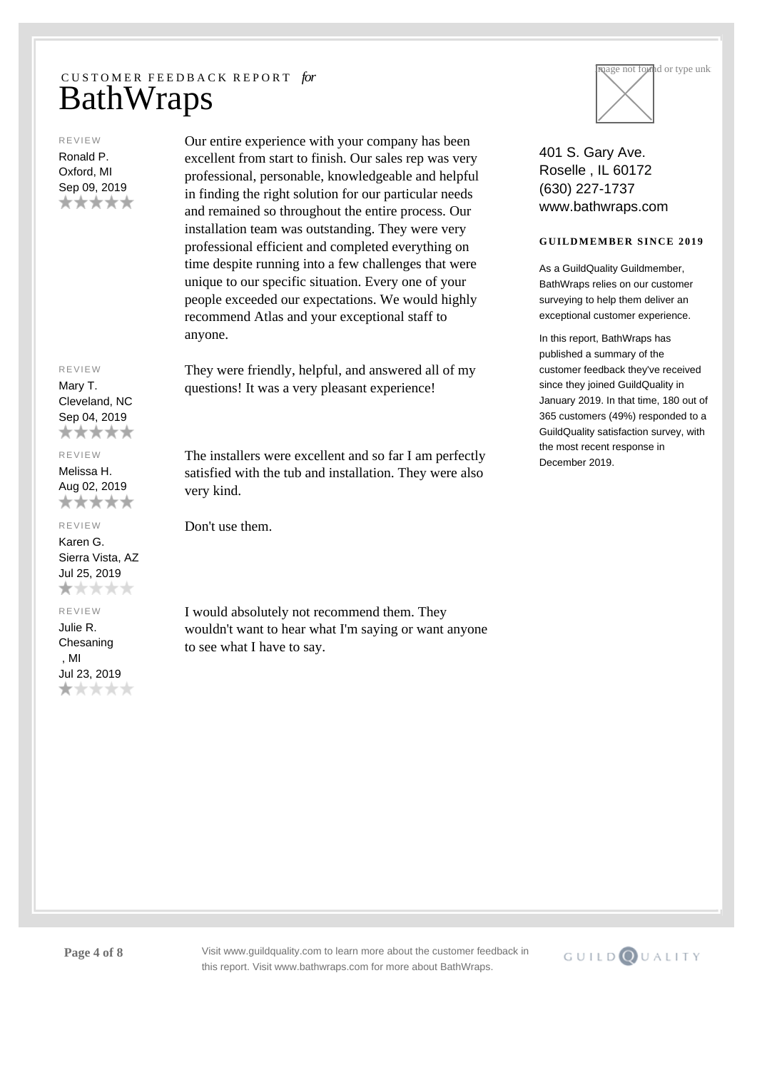CUSTOMER FEEDBACK REPORT *for*

# BathWraps

401 S. Gary Ave.
Roselle , IL 60172
(630) 227-1737
www.bathwraps.com

**GUILDMEMBER SINCE 2019**

As a GuildQuality Guildmember, BathWraps relies on our customer surveying to help them deliver an exceptional customer experience.

In this report, BathWraps has published a summary of the customer feedback they've received since they joined GuildQuality in January 2019. In that time, 180 out of 365 customers (49%) responded to a GuildQuality satisfaction survey, with the most recent response in December 2019.

REVIEW
Ronald P.
Oxford, MI
Sep 09, 2019
★★★★★

Our entire experience with your company has been excellent from start to finish. Our sales rep was very professional, personable, knowledgeable and helpful in finding the right solution for our particular needs and remained so throughout the entire process. Our installation team was outstanding. They were very professional efficient and completed everything on time despite running into a few challenges that were unique to our specific situation. Every one of your people exceeded our expectations. We would highly recommend Atlas and your exceptional staff to anyone.

REVIEW
Mary T.
Cleveland, NC
Sep 04, 2019
★★★★★

They were friendly, helpful, and answered all of my questions! It was a very pleasant experience!

REVIEW
Melissa H.
Aug 02, 2019
★★★★★

The installers were excellent and so far I am perfectly satisfied with the tub and installation. They were also very kind.

REVIEW
Karen G.
Sierra Vista, AZ
Jul 25, 2019
★☆☆☆☆

Don't use them.

REVIEW
Julie R.
Chesaning , MI
Jul 23, 2019
★☆☆☆☆

I would absolutely not recommend them. They wouldn't want to hear what I'm saying or want anyone to see what I have to say.

Visit www.guildquality.com to learn more about the customer feedback in this report. Visit www.bathwraps.com for more about BathWraps.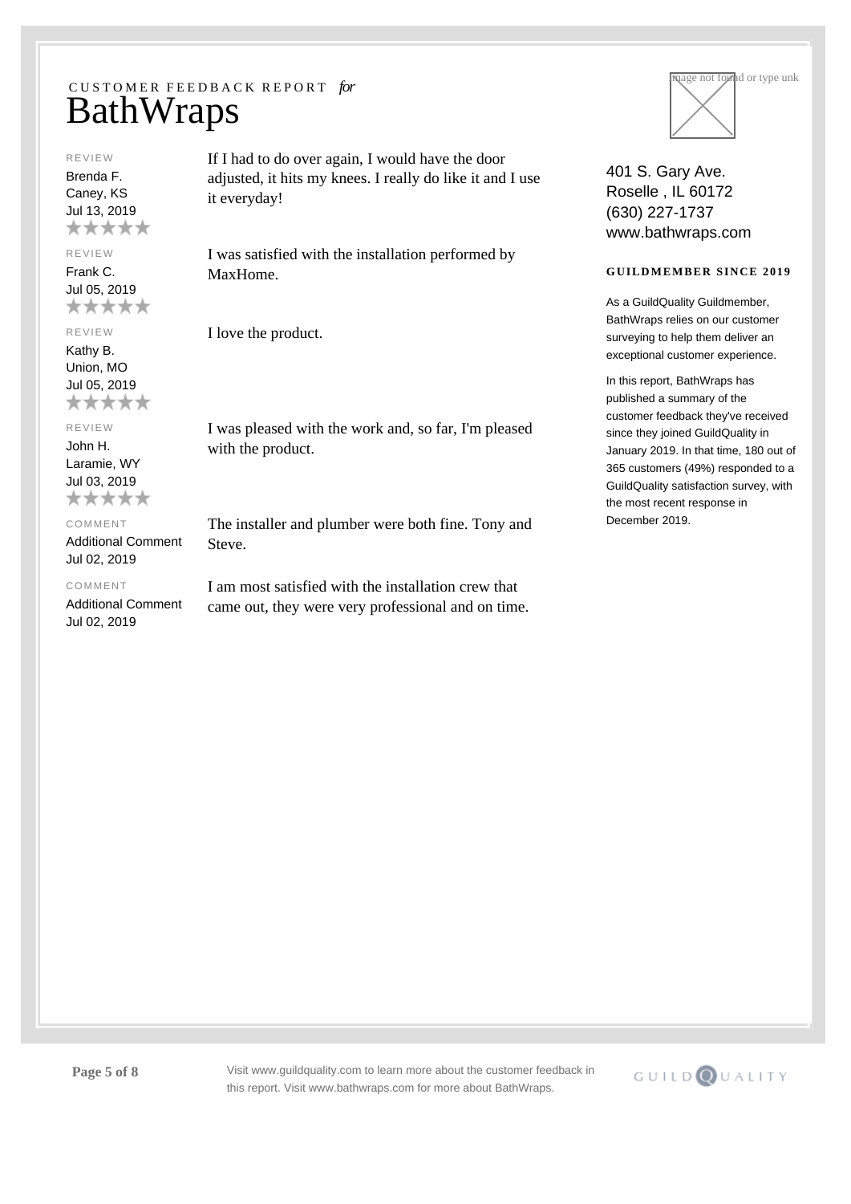CUSTOMER FEEDBACK REPORT *for*

# BathWraps

REVIEW

Brenda F.
Caney, KS
Jul 13, 2019
★★★★★

If I had to do over again, I would have the door adjusted, it hits my knees. I really do like it and I use it everyday!

REVIEW

Frank C.
Jul 05, 2019
★★★★★

I was satisfied with the installation performed by MaxHome.

REVIEW

Kathy B.
Union, MO
Jul 05, 2019
★★★★★

I love the product.

REVIEW

John H.
Laramie, WY
Jul 03, 2019
★★★★★

I was pleased with the work and, so far, I'm pleased with the product.

COMMENT

Additional Comment
Jul 02, 2019

The installer and plumber were both fine. Tony and Steve.

COMMENT

Additional Comment
Jul 02, 2019

I am most satisfied with the installation crew that came out, they were very professional and on time.

401 S. Gary Ave.
Roselle , IL 60172
(630) 227-1737
www.bathwraps.com

**GUILDMEMBER SINCE 2019**

As a GuildQuality Guildmember, BathWraps relies on our customer surveying to help them deliver an exceptional customer experience.

In this report, BathWraps has published a summary of the customer feedback they've received since they joined GuildQuality in January 2019. In that time, 180 out of 365 customers (49%) responded to a GuildQuality satisfaction survey, with the most recent response in December 2019.

Visit www.guildquality.com to learn more about the customer feedback in this report. Visit www.bathwraps.com for more about BathWraps.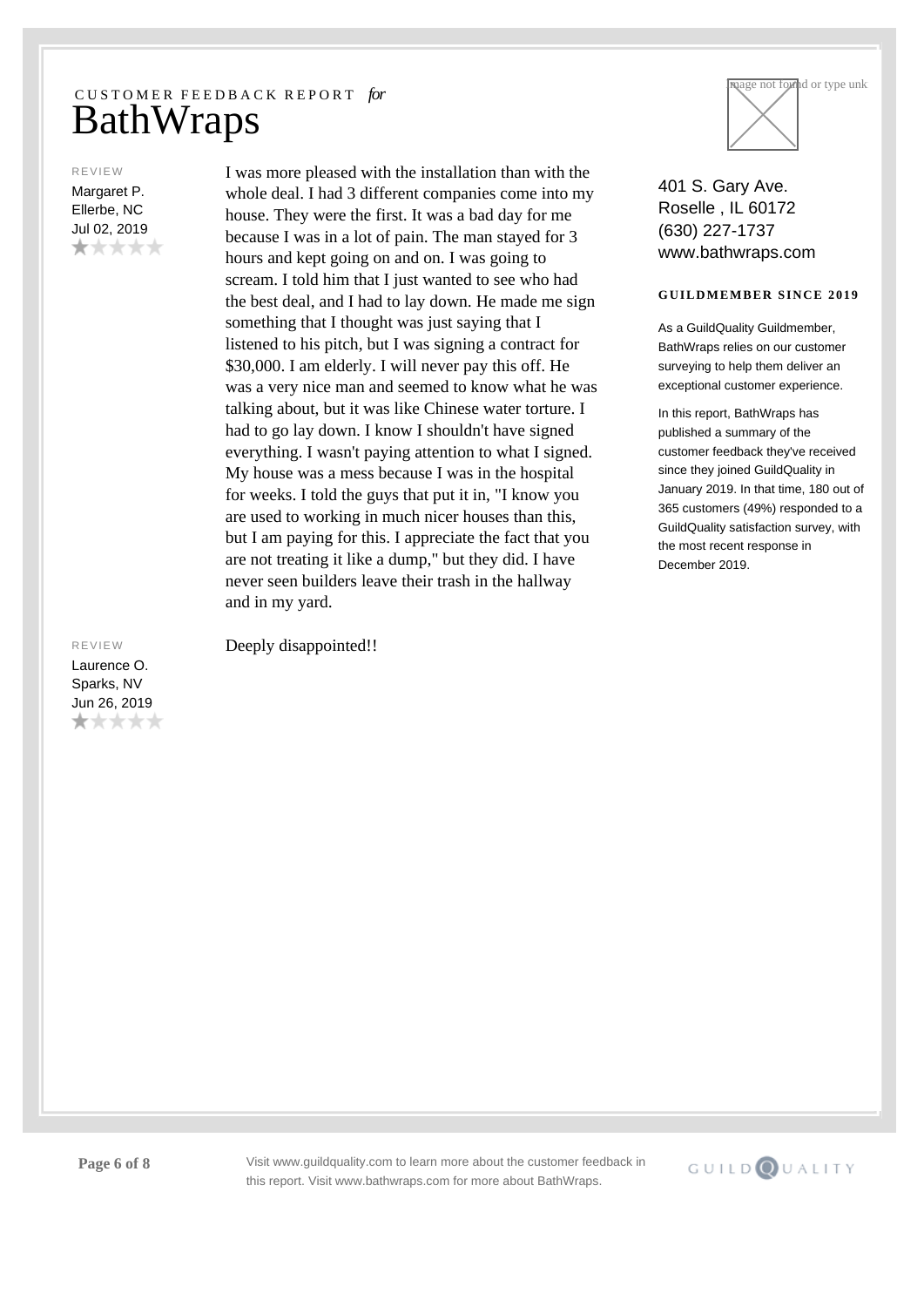CUSTOMER FEEDBACK REPORT *for*

# BathWraps

REVIEW

Margaret P.
Ellerbe, NC
Jul 02, 2019
★☆☆☆☆

I was more pleased with the installation than with the whole deal. I had 3 different companies come into my house. They were the first. It was a bad day for me because I was in a lot of pain. The man stayed for 3 hours and kept going on and on. I was going to scream. I told him that I just wanted to see who had the best deal, and I had to lay down. He made me sign something that I thought was just saying that I listened to his pitch, but I was signing a contract for $30,000. I am elderly. I will never pay this off. He was a very nice man and seemed to know what he was talking about, but it was like Chinese water torture. I had to go lay down. I know I shouldn't have signed everything. I wasn't paying attention to what I signed. My house was a mess because I was in the hospital for weeks. I told the guys that put it in, "I know you are used to working in much nicer houses than this, but I am paying for this. I appreciate the fact that you are not treating it like a dump," but they did. I have never seen builders leave their trash in the hallway and in my yard.

REVIEW

Laurence O.
Sparks, NV
Jun 26, 2019
★☆☆☆☆

Deeply disappointed!!

401 S. Gary Ave.
Roselle , IL 60172
(630) 227-1737
www.bathwraps.com

**GUILDMEMBER SINCE 2019**

As a GuildQuality Guildmember, BathWraps relies on our customer surveying to help them deliver an exceptional customer experience.

In this report, BathWraps has published a summary of the customer feedback they've received since they joined GuildQuality in January 2019. In that time, 180 out of 365 customers (49%) responded to a GuildQuality satisfaction survey, with the most recent response in December 2019.

Visit www.guildquality.com to learn more about the customer feedback in this report. Visit www.bathwraps.com for more about BathWraps.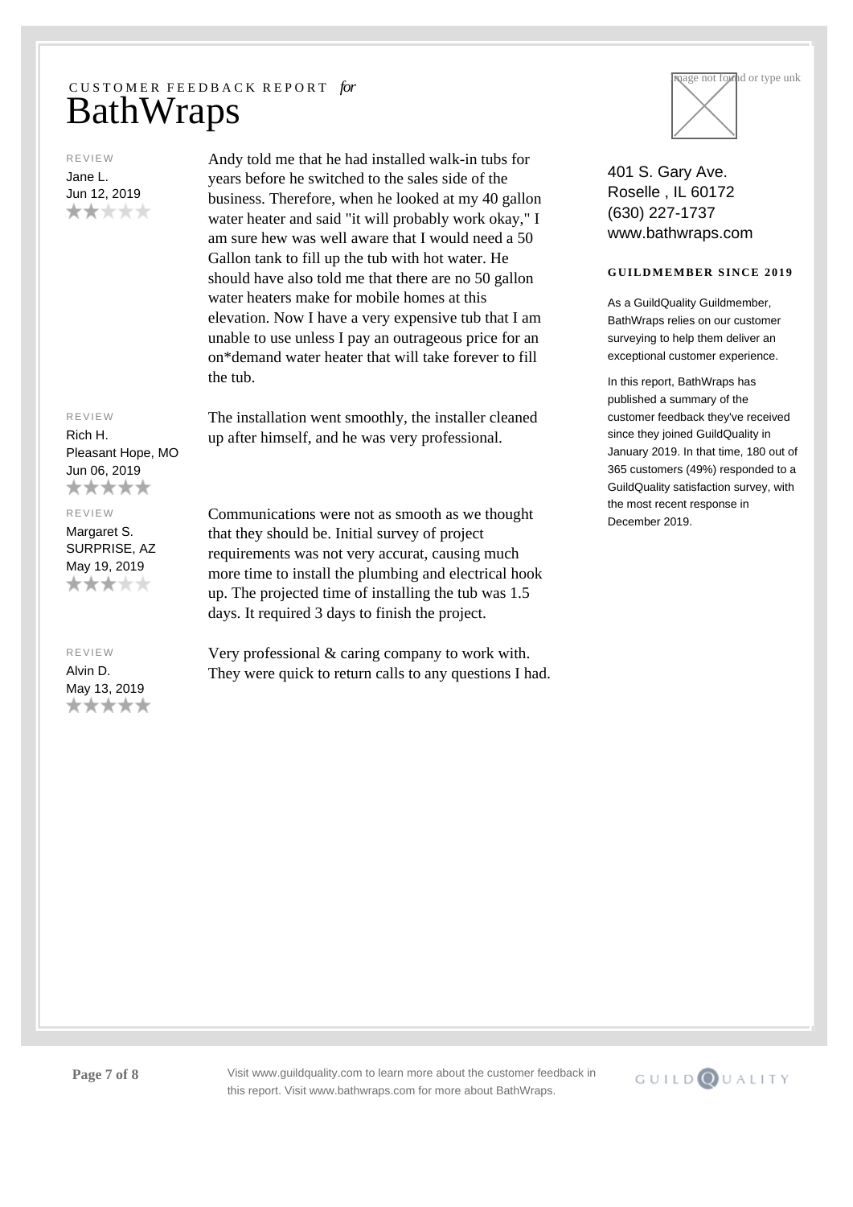CUSTOMER FEEDBACK REPORT *for*

# BathWraps

REVIEW

Jane L.
Jun 12, 2019
★★☆☆☆

Andy told me that he had installed walk-in tubs for years before he switched to the sales side of the business. Therefore, when he looked at my 40 gallon water heater and said "it will probably work okay," I am sure hew was well aware that I would need a 50 Gallon tank to fill up the tub with hot water. He should have also told me that there are no 50 gallon water heaters make for mobile homes at this elevation. Now I have a very expensive tub that I am unable to use unless I pay an outrageous price for an on*demand water heater that will take forever to fill the tub.

REVIEW

Rich H.
Pleasant Hope, MO
Jun 06, 2019
★★★★★

The installation went smoothly, the installer cleaned up after himself, and he was very professional.

REVIEW

Margaret S.
SURPRISE, AZ
May 19, 2019
★★★☆☆

Communications were not as smooth as we thought that they should be. Initial survey of project requirements was not very accurat, causing much more time to install the plumbing and electrical hook up. The projected time of installing the tub was 1.5 days. It required 3 days to finish the project.

REVIEW

Alvin D.
May 13, 2019
★★★★★

Very professional & caring company to work with. They were quick to return calls to any questions I had.

401 S. Gary Ave.
Roselle , IL 60172
(630) 227-1737
www.bathwraps.com

**GUILDMEMBER SINCE 2019**

As a GuildQuality Guildmember, BathWraps relies on our customer surveying to help them deliver an exceptional customer experience.

In this report, BathWraps has published a summary of the customer feedback they've received since they joined GuildQuality in January 2019. In that time, 180 out of 365 customers (49%) responded to a GuildQuality satisfaction survey, with the most recent response in December 2019.

Visit www.guildquality.com to learn more about the customer feedback in this report. Visit www.bathwraps.com for more about BathWraps.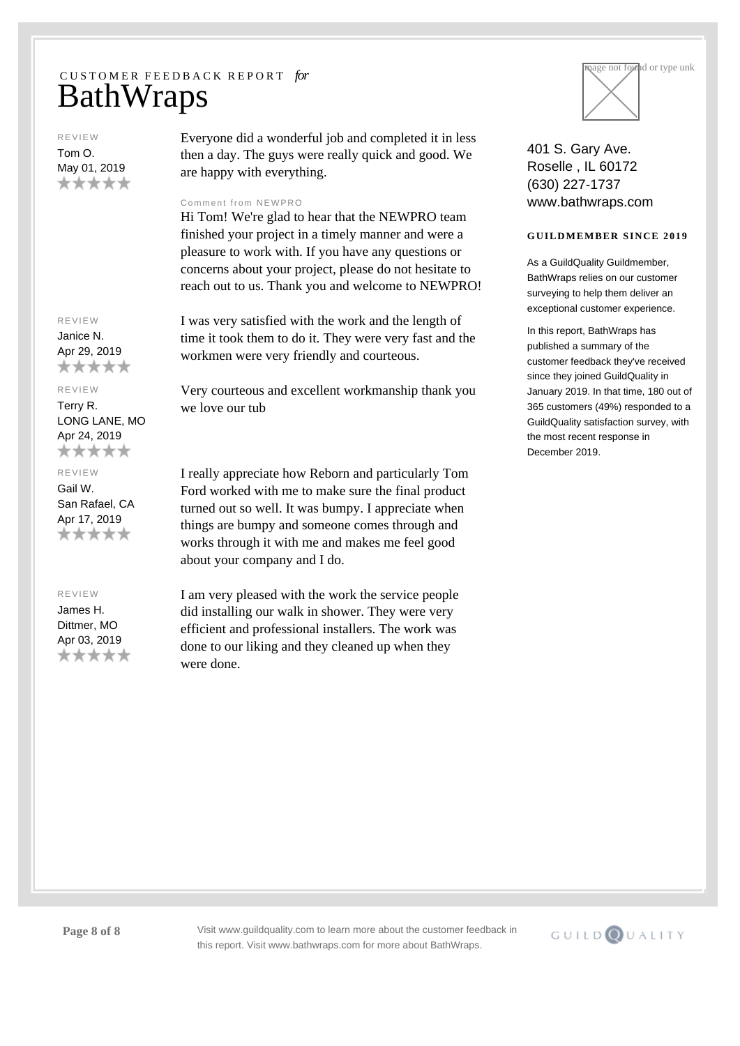CUSTOMER FEEDBACK REPORT *for*

# BathWraps

REVIEW
Tom O.
May 01, 2019
★★★★★

Everyone did a wonderful job and completed it in less then a day. The guys were really quick and good. We are happy with everything.

Comment from NEWPRO

Hi Tom! We're glad to hear that the NEWPRO team finished your project in a timely manner and were a pleasure to work with. If you have any questions or concerns about your project, please do not hesitate to reach out to us. Thank you and welcome to NEWPRO!

REVIEW
Janice N.
Apr 29, 2019
★★★★★

I was very satisfied with the work and the length of time it took them to do it. They were very fast and the workmen were very friendly and courteous.

REVIEW
Terry R.
LONG LANE, MO
Apr 24, 2019
★★★★★

Very courteous and excellent workmanship thank you we love our tub

REVIEW
Gail W.
San Rafael, CA
Apr 17, 2019
★★★★★

I really appreciate how Reborn and particularly Tom Ford worked with me to make sure the final product turned out so well. It was bumpy. I appreciate when things are bumpy and someone comes through and works through it with me and makes me feel good about your company and I do.

REVIEW
James H.
Dittmer, MO
Apr 03, 2019
★★★★★

I am very pleased with the work the service people did installing our walk in shower. They were very efficient and professional installers. The work was done to our liking and they cleaned up when they were done.

401 S. Gary Ave.
Roselle , IL 60172
(630) 227-1737
www.bathwraps.com

**GUILDMEMBER SINCE 2019**

As a GuildQuality Guildmember, BathWraps relies on our customer surveying to help them deliver an exceptional customer experience.

In this report, BathWraps has published a summary of the customer feedback they've received since they joined GuildQuality in January 2019. In that time, 180 out of 365 customers (49%) responded to a GuildQuality satisfaction survey, with the most recent response in December 2019.

Visit www.guildquality.com to learn more about the customer feedback in this report. Visit www.bathwraps.com for more about BathWraps.